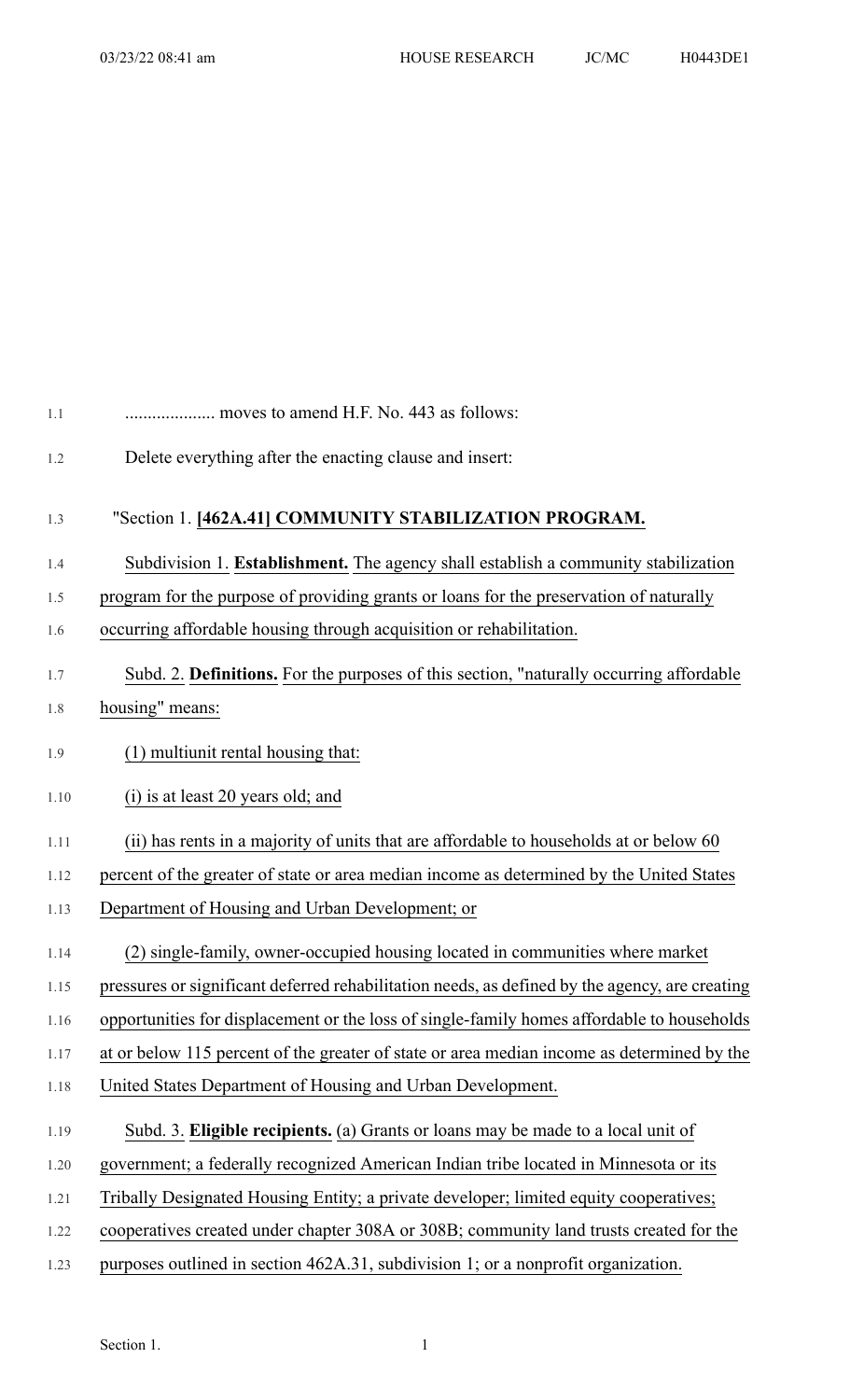.................... moves to amend H.F. No. 443 as follows:

Delete everything after the enacting clause and insert:

"Section 1. **[462A.41] COMMUNITY STABILIZATION PROGRAM.**

Subdivision 1. **Establishment.** The agency shall establish a community stabilization program for the purpose of providing grants or loans for the preservation of naturally occurring affordable housing through acquisition or rehabilitation.

Subd. 2. **Definitions.** For the purposes of this section, "naturally occurring affordable housing" means:

(1) multiunit rental housing that:

(i) is at least 20 years old; and

(ii) has rents in a majority of units that are affordable to households at or below 60 percent of the greater of state or area median income as determined by the United States Department of Housing and Urban Development; or

(2) single-family, owner-occupied housing located in communities where market pressures or significant deferred rehabilitation needs, as defined by the agency, are creating opportunities for displacement or the loss of single-family homes affordable to households at or below 115 percent of the greater of state or area median income as determined by the United States Department of Housing and Urban Development.

Subd. 3. **Eligible recipients.** (a) Grants or loans may be made to a local unit of government; a federally recognized American Indian tribe located in Minnesota or its Tribally Designated Housing Entity; a private developer; limited equity cooperatives; cooperatives created under chapter 308A or 308B; community land trusts created for the purposes outlined in section 462A.31, subdivision 1; or a nonprofit organization.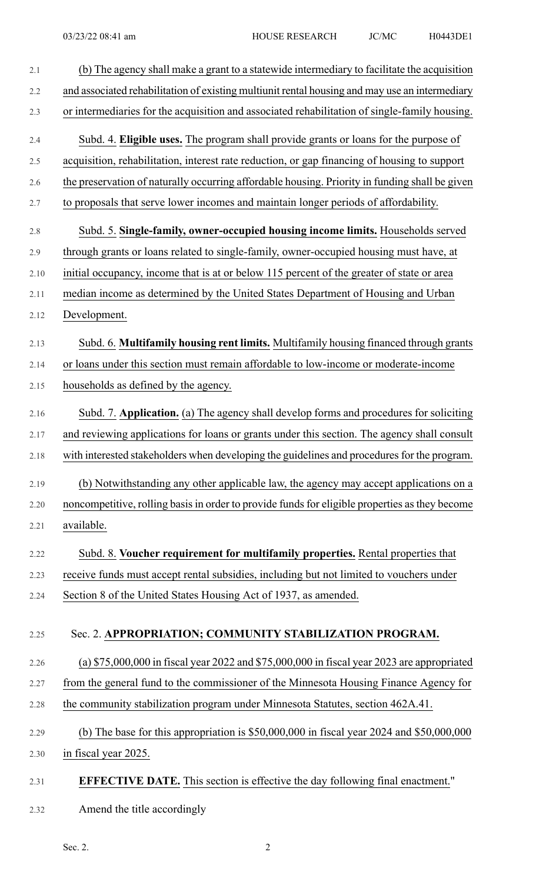(b) The agency shall make a grant to a statewide intermediary to facilitate the acquisition and associated rehabilitation of existing multiunit rental housing and may use an intermediary or intermediaries for the acquisition and associated rehabilitation of single-family housing.

Subd. 4. **Eligible uses.** The program shall provide grants or loans for the purpose of acquisition, rehabilitation, interest rate reduction, or gap financing of housing to support the preservation of naturally occurring affordable housing. Priority in funding shall be given to proposals that serve lower incomes and maintain longer periods of affordability.

Subd. 5. **Single-family, owner-occupied housing income limits.** Households served through grants or loans related to single-family, owner-occupied housing must have, at initial occupancy, income that is at or below 115 percent of the greater of state or area median income as determined by the United States Department of Housing and Urban Development.

Subd. 6. **Multifamily housing rent limits.** Multifamily housing financed through grants or loans under this section must remain affordable to low-income or moderate-income households as defined by the agency.

Subd. 7. **Application.** (a) The agency shall develop forms and procedures for soliciting and reviewing applications for loans or grants under this section. The agency shall consult with interested stakeholders when developing the guidelines and procedures for the program.

(b) Notwithstanding any other applicable law, the agency may accept applications on a noncompetitive, rolling basis in order to provide funds for eligible properties as they become available.

Subd. 8. **Voucher requirement for multifamily properties.** Rental properties that receive funds must accept rental subsidies, including but not limited to vouchers under Section 8 of the United States Housing Act of 1937, as amended.

Sec. 2. **APPROPRIATION; COMMUNITY STABILIZATION PROGRAM.**

(a) $75,000,000 in fiscal year 2022 and $75,000,000 in fiscal year 2023 are appropriated from the general fund to the commissioner of the Minnesota Housing Finance Agency for the community stabilization program under Minnesota Statutes, section 462A.41.

(b) The base for this appropriation is $50,000,000 in fiscal year 2024 and $50,000,000 in fiscal year 2025.

**EFFECTIVE DATE.** This section is effective the day following final enactment."

Amend the title accordingly